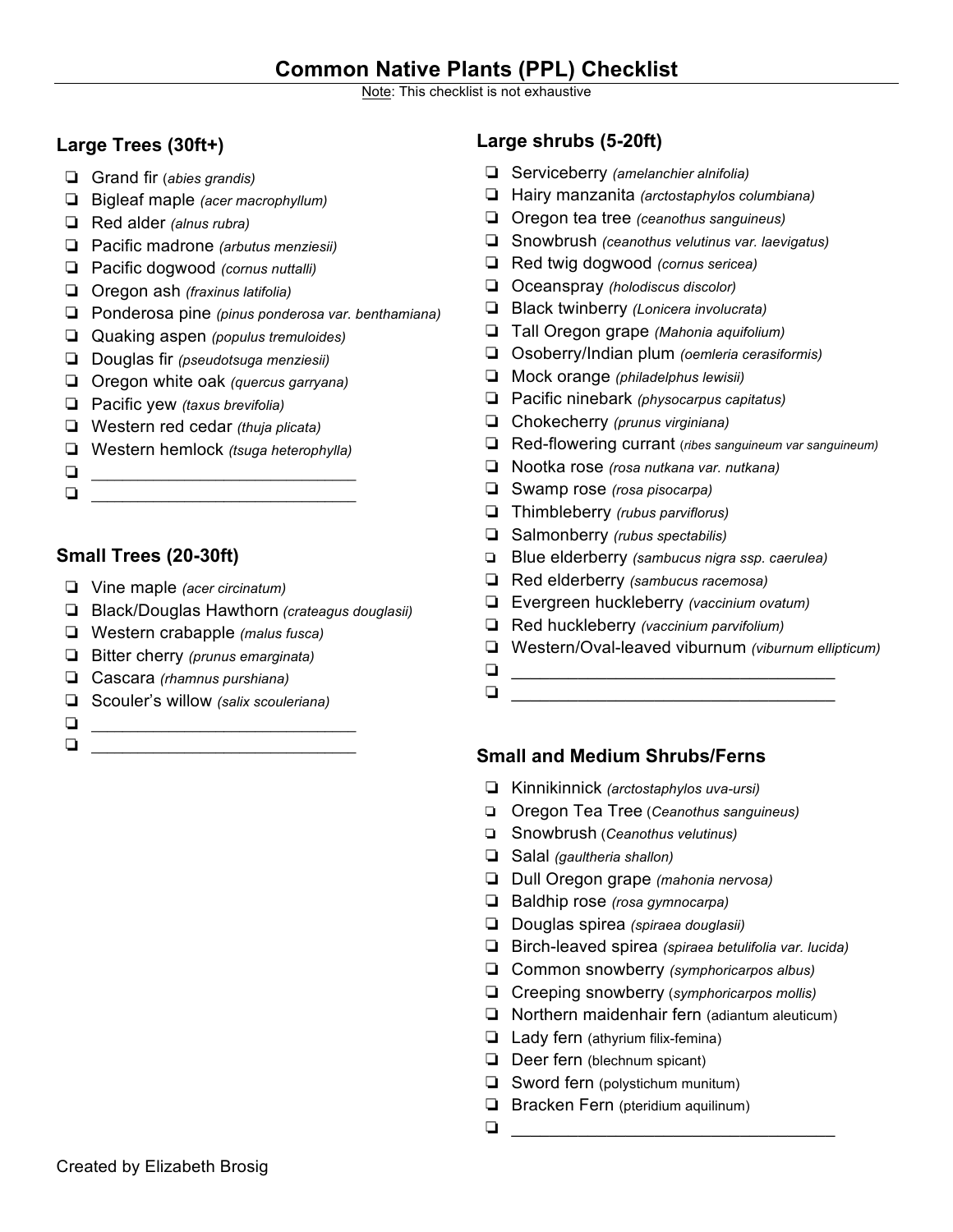# Common Native Plants (PPL) Checklist

Note: This checklist is not exhaustive

## Large Trees (30ft+)

- ❏ Grand fir (*abies grandis)*
- ❏ Bigleaf maple *(acer macrophyllum)*
- ❏ Red alder *(alnus rubra)*
- ❏ Pacific madrone *(arbutus menziesii)*
- ❏ Pacific dogwood *(cornus nuttalli)*
- ❏ Oregon ash *(fraxinus latifolia)*
- ❏ Ponderosa pine *(pinus ponderosa var. benthamiana)*
- ❏ Quaking aspen *(populus tremuloides)*
- ❏ Douglas fir *(pseudotsuga menziesii)*
- ❏ Oregon white oak *(quercus garryana)*
- ❏ Pacific yew *(taxus brevifolia)*
- ❏ Western red cedar *(thuja plicata)*
- ❏ Western hemlock *(tsuga heterophylla)*
- ❏ ____________________________
- ❏ ____________________________

## Small Trees (20-30ft)

- ❏ Vine maple *(acer circinatum)*
- ❏ Black/Douglas Hawthorn *(crateagus douglasii)*
- ❏ Western crabapple *(malus fusca)*
- ❏ Bitter cherry *(prunus emarginata)*
- ❏ Cascara *(rhamnus purshiana)*
- ❏ Scouler's willow *(salix scouleriana)*
- ❏ ____________________________
- ❏ ____________________________

## Large shrubs (5-20ft)

- ❏ Serviceberry *(amelanchier alnifolia)*
- ❏ Hairy manzanita *(arctostaphylos columbiana)*
- ❏ Oregon tea tree *(ceanothus sanguineus)*
- ❏ Snowbrush *(ceanothus velutinus var. laevigatus)*
- ❏ Red twig dogwood *(cornus sericea)*
- ❏ Oceanspray *(holodiscus discolor)*
- ❏ Black twinberry *(Lonicera involucrata)*
- ❏ Tall Oregon grape *(Mahonia aquifolium)*
- ❏ Osoberry/Indian plum *(oemleria cerasiformis)*
- ❏ Mock orange *(philadelphus lewisii)*
- ❏ Pacific ninebark *(physocarpus capitatus)*
- ❏ Chokecherry *(prunus virginiana)*
- ❏ Red-flowering currant (*ribes sanguineum var sanguineum)*
- ❏ Nootka rose *(rosa nutkana var. nutkana)*
- ❏ Swamp rose *(rosa pisocarpa)*
- ❏ Thimbleberry *(rubus parviflorus)*
- ❏ Salmonberry *(rubus spectabilis)*
- ❏ Blue elderberry *(sambucus nigra ssp. caerulea)*
- ❏ Red elderberry *(sambucus racemosa)*
- ❏ Evergreen huckleberry *(vaccinium ovatum)*
- ❏ Red huckleberry *(vaccinium parvifolium)*
- ❏ Western/Oval-leaved viburnum *(viburnum ellipticum)*
- ❏ ____________________________________
- ❏ ____________________________________

## Small and Medium Shrubs/Ferns

- ❏ Kinnikinnick *(arctostaphylos uva-ursi)*
- ❏ Oregon Tea Tree (*Ceanothus sanguineus)*
- ❏ Snowbrush (*Ceanothus velutinus)*
- ❏ Salal *(gaultheria shallon)*
- ❏ Dull Oregon grape *(mahonia nervosa)*
- ❏ Baldhip rose *(rosa gymnocarpa)*
- ❏ Douglas spirea *(spiraea douglasii)*
- ❏ Birch-leaved spirea *(spiraea betulifolia var. lucida)*
- ❏ Common snowberry *(symphoricarpos albus)*
- ❏ Creeping snowberry (*symphoricarpos mollis)*
- ❏ Northern maidenhair fern (adiantum aleuticum)
- ❏ Lady fern (athyrium filix-femina)
- ❏ Deer fern (blechnum spicant)
- ❏ Sword fern (polystichum munitum)
- ❏ Bracken Fern (pteridium aquilinum)
- ❏ ____________________________________

Created by Elizabeth Brosig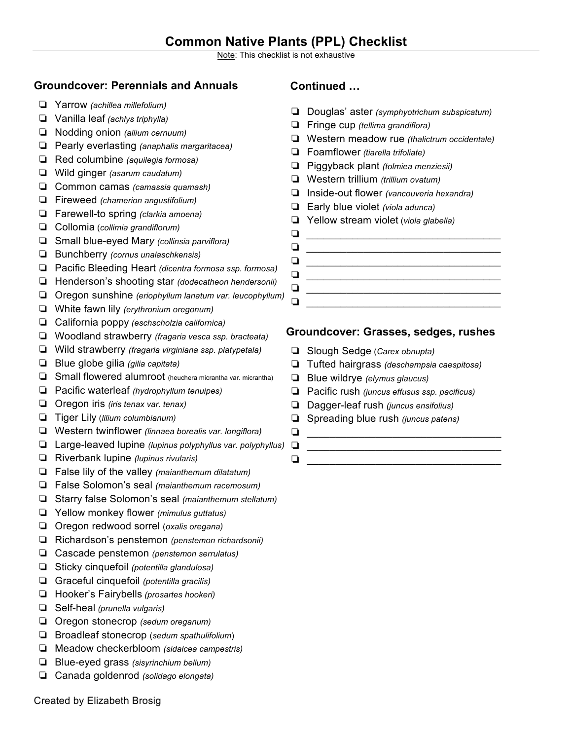# Common Native Plants (PPL) Checklist

Note: This checklist is not exhaustive

## Groundcover: Perennials and Annuals

- ❏ Yarrow *(achillea millefolium)*
- ❏ Vanilla leaf *(achlys triphylla)*
- ❏ Nodding onion *(allium cernuum)*
- ❏ Pearly everlasting *(anaphalis margaritacea)*
- ❏ Red columbine *(aquilegia formosa)*
- ❏ Wild ginger *(asarum caudatum)*
- ❏ Common camas *(camassia quamash)*
- ❏ Fireweed *(chamerion angustifolium)*
- ❏ Farewell-to spring *(clarkia amoena)*
- ❏ Collomia (*collimia grandiflorum)*
- ❏ Small blue-eyed Mary *(collinsia parviflora)*
- ❏ Bunchberry *(cornus unalaschkensis)*
- ❏ Pacific Bleeding Heart *(dicentra formosa ssp. formosa)*
- ❏ Henderson's shooting star *(dodecatheon hendersonii)*
- ❏ Oregon sunshine *(eriophyllum lanatum var. leucophyllum)*
- ❏ White fawn lily *(erythronium oregonum)*
- ❏ California poppy *(eschscholzia californica)*
- ❏ Woodland strawberry *(fragaria vesca ssp. bracteata)*
- ❏ Wild strawberry *(fragaria virginiana ssp. platypetala)*
- ❏ Blue globe gilia *(gilia capitata)*
- ❏ Small flowered alumroot (heuchera micrantha var. micrantha)
- ❏ Pacific waterleaf *(hydrophyllum tenuipes)*
- ❏ Oregon iris *(iris tenax var. tenax)*
- ❏ Tiger Lily (*lilium columbianum)*
- ❏ Western twinflower *(linnaea borealis var. longiflora)*
- ❏ Large-leaved lupine *(lupinus polyphyllus var. polyphyllus)*
- ❏ Riverbank lupine *(lupinus rivularis)*
- ❏ False lily of the valley *(maianthemum dilatatum)*
- ❏ False Solomon's seal *(maianthemum racemosum)*
- ❏ Starry false Solomon's seal *(maianthemum stellatum)*
- ❏ Yellow monkey flower *(mimulus guttatus)*
- ❏ Oregon redwood sorrel (*oxalis oregana)*
- ❏ Richardson's penstemon *(penstemon richardsonii)*
- ❏ Cascade penstemon *(penstemon serrulatus)*
- ❏ Sticky cinquefoil *(potentilla glandulosa)*
- ❏ Graceful cinquefoil *(potentilla gracilis)*
- ❏ Hooker's Fairybells *(prosartes hookeri)*
- ❏ Self-heal *(prunella vulgaris)*
- ❏ Oregon stonecrop *(sedum oreganum)*
- ❏ Broadleaf stonecrop (*sedum spathulifolium*)
- ❏ Meadow checkerbloom *(sidalcea campestris)*
- ❏ Blue-eyed grass *(sisyrinchium bellum)*
- ❏ Canada goldenrod *(solidago elongata)*

## Continued …

- ❏ Douglas' aster *(symphyotrichum subspicatum)*
- ❏ Fringe cup *(tellima grandiflora)*
- ❏ Western meadow rue *(thalictrum occidentale)*
- ❏ Foamflower *(tiarella trifoliate)*
- ❏ Piggyback plant *(tolmiea menziesii)*
- ❏ Western trillium *(trillium ovatum)*
- ❏ Inside-out flower *(vancouveria hexandra)*
- ❏ Early blue violet *(viola adunca)*
- ❏ Yellow stream violet (*viola glabella)*
- ❏ ________________________________
- ❏ ________________________________
- ❏ ________________________________
- ❏ ________________________________
- ❏ ________________________________
- ❏ ________________________________

## Groundcover: Grasses, sedges, rushes

- ❏ Slough Sedge (*Carex obnupta)*
- ❏ Tufted hairgrass *(deschampsia caespitosa)*
- ❏ Blue wildrye *(elymus glaucus)*
- ❏ Pacific rush *(juncus effusus ssp. pacificus)*
- ❏ Dagger-leaf rush *(juncus ensifolius)*
- ❏ Spreading blue rush *(juncus patens)*
- ❏ ________________________________
- ❏ ________________________________
- ❏ ________________________________

Created by Elizabeth Brosig